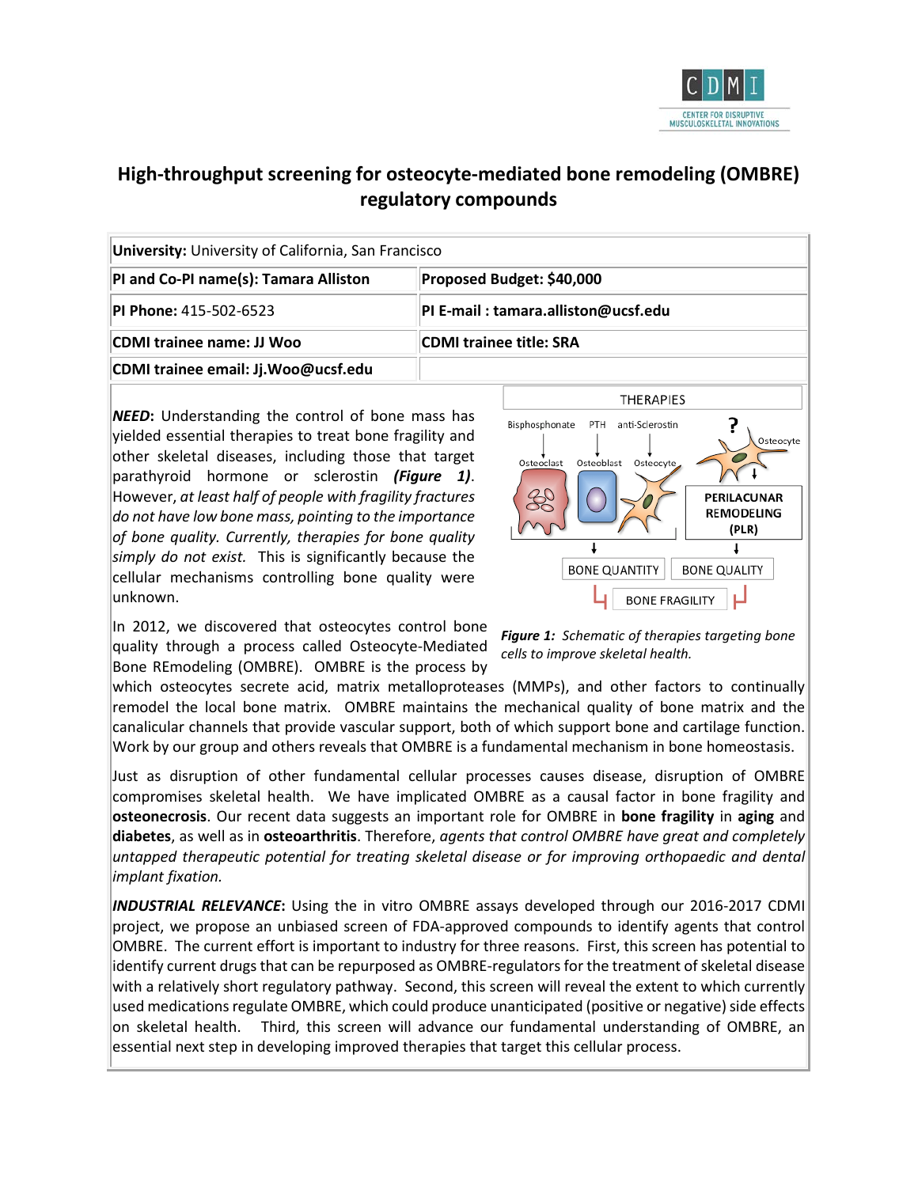# High-throughput screening for osteocyte-mediated bone remodeling (OMBRE) regulatory compounds

| **University:** University of California, San Francisco | |
|---|---|
| **PI and Co-PI name(s): Tamara Alliston** | **Proposed Budget: $40,000** |
| **PI Phone:** 415-502-6523 | **PI E-mail : tamara.alliston@ucsf.edu** |
| **CDMI trainee name: JJ Woo** | **CDMI trainee title: SRA** |
| **CDMI trainee email: Jj.Woo@ucsf.edu** | |

***NEED*:** Understanding the control of bone mass has yielded essential therapies to treat bone fragility and other skeletal diseases, including those that target parathyroid hormone or sclerostin ***(Figure 1)***. However, *at least half of people with fragility fractures do not have low bone mass, pointing to the importance of bone quality. Currently, therapies for bone quality simply do not exist.* This is significantly because the cellular mechanisms controlling bone quality were unknown.

*Figure 1: Schematic of therapies targeting bone cells to improve skeletal health.*

In 2012, we discovered that osteocytes control bone quality through a process called Osteocyte-Mediated Bone REmodeling (OMBRE). OMBRE is the process by which osteocytes secrete acid, matrix metalloproteases (MMPs), and other factors to continually remodel the local bone matrix. OMBRE maintains the mechanical quality of bone matrix and the canalicular channels that provide vascular support, both of which support bone and cartilage function. Work by our group and others reveals that OMBRE is a fundamental mechanism in bone homeostasis.

Just as disruption of other fundamental cellular processes causes disease, disruption of OMBRE compromises skeletal health. We have implicated OMBRE as a causal factor in bone fragility and **osteonecrosis**. Our recent data suggests an important role for OMBRE in **bone fragility** in **aging** and **diabetes**, as well as in **osteoarthritis**. Therefore, *agents that control OMBRE have great and completely untapped therapeutic potential for treating skeletal disease or for improving orthopaedic and dental implant fixation.*

***INDUSTRIAL RELEVANCE*:** Using the in vitro OMBRE assays developed through our 2016-2017 CDMI project, we propose an unbiased screen of FDA-approved compounds to identify agents that control OMBRE. The current effort is important to industry for three reasons. First, this screen has potential to identify current drugs that can be repurposed as OMBRE-regulators for the treatment of skeletal disease with a relatively short regulatory pathway. Second, this screen will reveal the extent to which currently used medications regulate OMBRE, which could produce unanticipated (positive or negative) side effects on skeletal health. Third, this screen will advance our fundamental understanding of OMBRE, an essential next step in developing improved therapies that target this cellular process.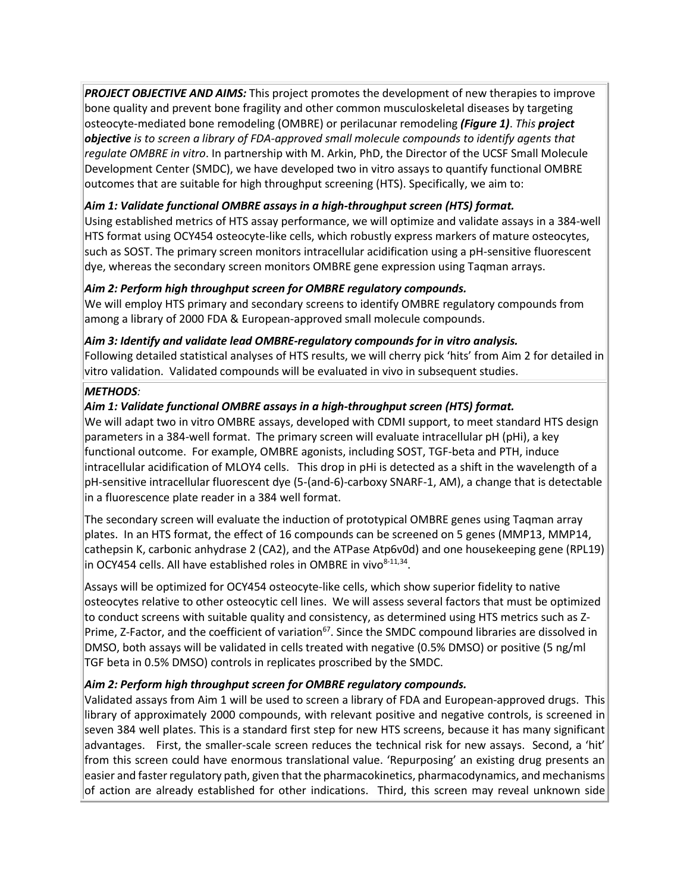***PROJECT OBJECTIVE AND AIMS:*** This project promotes the development of new therapies to improve bone quality and prevent bone fragility and other common musculoskeletal diseases by targeting osteocyte-mediated bone remodeling (OMBRE) or perilacunar remodeling ***(Figure 1)***. *This **project objective** is to screen a library of FDA-approved small molecule compounds to identify agents that regulate OMBRE in vitro*. In partnership with M. Arkin, PhD, the Director of the UCSF Small Molecule Development Center (SMDC), we have developed two in vitro assays to quantify functional OMBRE outcomes that are suitable for high throughput screening (HTS). Specifically, we aim to:

***Aim 1: Validate functional OMBRE assays in a high-throughput screen (HTS) format.***
Using established metrics of HTS assay performance, we will optimize and validate assays in a 384-well HTS format using OCY454 osteocyte-like cells, which robustly express markers of mature osteocytes, such as SOST. The primary screen monitors intracellular acidification using a pH-sensitive fluorescent dye, whereas the secondary screen monitors OMBRE gene expression using Taqman arrays.

***Aim 2: Perform high throughput screen for OMBRE regulatory compounds.***
We will employ HTS primary and secondary screens to identify OMBRE regulatory compounds from among a library of 2000 FDA & European-approved small molecule compounds.

***Aim 3: Identify and validate lead OMBRE-regulatory compounds for in vitro analysis.***
Following detailed statistical analyses of HTS results, we will cherry pick 'hits' from Aim 2 for detailed in vitro validation. Validated compounds will be evaluated in vivo in subsequent studies.

***METHODS:***

***Aim 1: Validate functional OMBRE assays in a high-throughput screen (HTS) format.***
We will adapt two in vitro OMBRE assays, developed with CDMI support, to meet standard HTS design parameters in a 384-well format. The primary screen will evaluate intracellular pH (pHi), a key functional outcome. For example, OMBRE agonists, including SOST, TGF-beta and PTH, induce intracellular acidification of MLOY4 cells. This drop in pHi is detected as a shift in the wavelength of a pH-sensitive intracellular fluorescent dye (5-(and-6)-carboxy SNARF-1, AM), a change that is detectable in a fluorescence plate reader in a 384 well format.

The secondary screen will evaluate the induction of prototypical OMBRE genes using Taqman array plates. In an HTS format, the effect of 16 compounds can be screened on 5 genes (MMP13, MMP14, cathepsin K, carbonic anhydrase 2 (CA2), and the ATPase Atp6v0d) and one housekeeping gene (RPL19) in OCY454 cells. All have established roles in OMBRE in vivo[8-11,34].

Assays will be optimized for OCY454 osteocyte-like cells, which show superior fidelity to native osteocytes relative to other osteocytic cell lines. We will assess several factors that must be optimized to conduct screens with suitable quality and consistency, as determined using HTS metrics such as Z-Prime, Z-Factor, and the coefficient of variation[67]. Since the SMDC compound libraries are dissolved in DMSO, both assays will be validated in cells treated with negative (0.5% DMSO) or positive (5 ng/ml TGF beta in 0.5% DMSO) controls in replicates proscribed by the SMDC.

***Aim 2: Perform high throughput screen for OMBRE regulatory compounds.***
Validated assays from Aim 1 will be used to screen a library of FDA and European-approved drugs. This library of approximately 2000 compounds, with relevant positive and negative controls, is screened in seven 384 well plates. This is a standard first step for new HTS screens, because it has many significant advantages. First, the smaller-scale screen reduces the technical risk for new assays. Second, a 'hit' from this screen could have enormous translational value. 'Repurposing' an existing drug presents an easier and faster regulatory path, given that the pharmacokinetics, pharmacodynamics, and mechanisms of action are already established for other indications. Third, this screen may reveal unknown side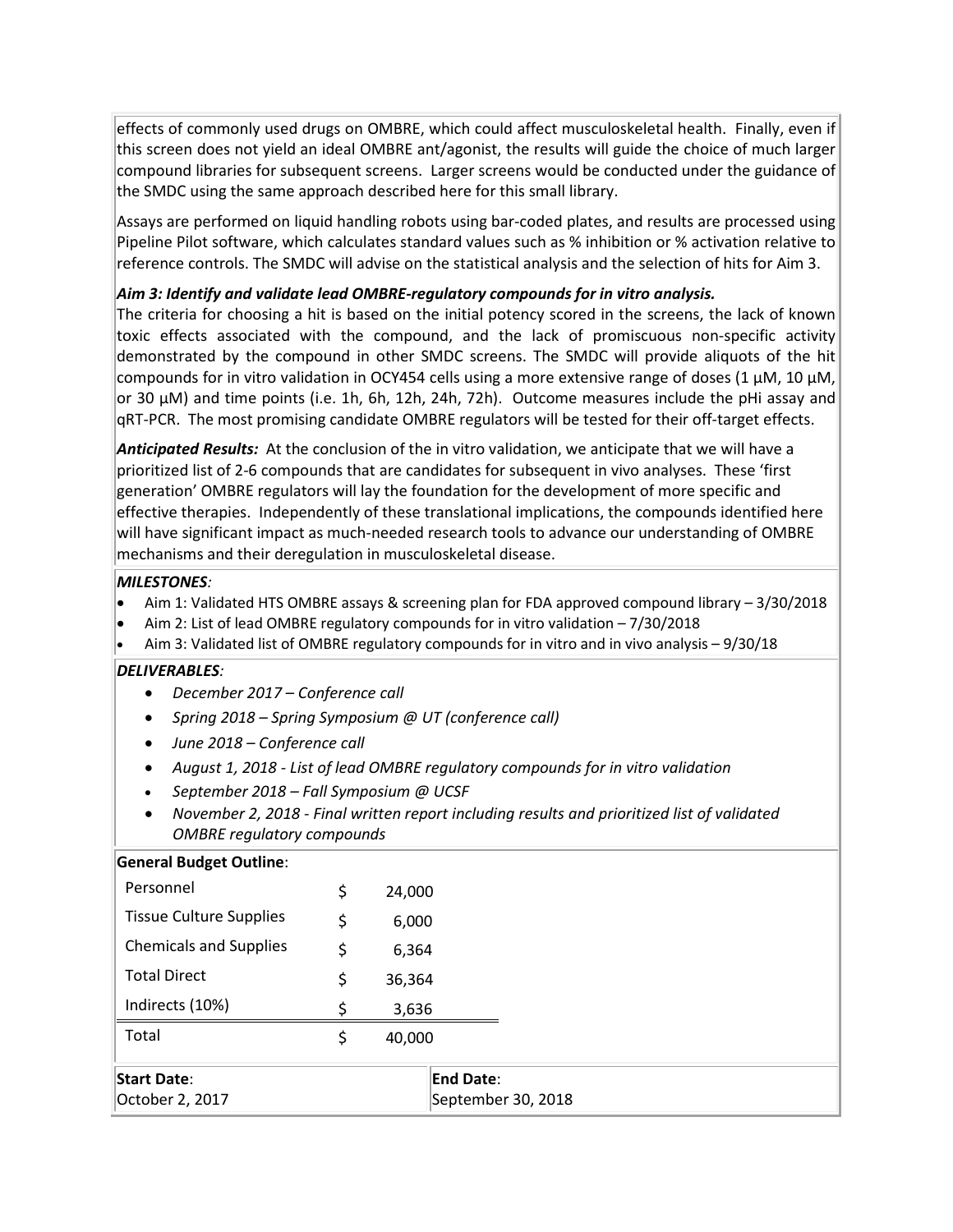effects of commonly used drugs on OMBRE, which could affect musculoskeletal health. Finally, even if this screen does not yield an ideal OMBRE ant/agonist, the results will guide the choice of much larger compound libraries for subsequent screens. Larger screens would be conducted under the guidance of the SMDC using the same approach described here for this small library.

Assays are performed on liquid handling robots using bar-coded plates, and results are processed using Pipeline Pilot software, which calculates standard values such as % inhibition or % activation relative to reference controls. The SMDC will advise on the statistical analysis and the selection of hits for Aim 3.

***Aim 3: Identify and validate lead OMBRE-regulatory compounds for in vitro analysis.***
The criteria for choosing a hit is based on the initial potency scored in the screens, the lack of known toxic effects associated with the compound, and the lack of promiscuous non-specific activity demonstrated by the compound in other SMDC screens. The SMDC will provide aliquots of the hit compounds for in vitro validation in OCY454 cells using a more extensive range of doses (1 µM, 10 µM, or 30 µM) and time points (i.e. 1h, 6h, 12h, 24h, 72h). Outcome measures include the pHi assay and qRT-PCR. The most promising candidate OMBRE regulators will be tested for their off-target effects.

***Anticipated Results:*** At the conclusion of the in vitro validation, we anticipate that we will have a prioritized list of 2-6 compounds that are candidates for subsequent in vivo analyses. These 'first generation' OMBRE regulators will lay the foundation for the development of more specific and effective therapies. Independently of these translational implications, the compounds identified here will have significant impact as much-needed research tools to advance our understanding of OMBRE mechanisms and their deregulation in musculoskeletal disease.

***MILESTONES:***

- Aim 1: Validated HTS OMBRE assays & screening plan for FDA approved compound library – 3/30/2018
- Aim 2: List of lead OMBRE regulatory compounds for in vitro validation – 7/30/2018
- Aim 3: Validated list of OMBRE regulatory compounds for in vitro and in vivo analysis – 9/30/18

***DELIVERABLES:***

- *December 2017 – Conference call*
- *Spring 2018 – Spring Symposium @ UT (conference call)*
- *June 2018 – Conference call*
- *August 1, 2018 - List of lead OMBRE regulatory compounds for in vitro validation*
- *September 2018 – Fall Symposium @ UCSF*
- *November 2, 2018 - Final written report including results and prioritized list of validated OMBRE regulatory compounds*

**General Budget Outline**:

| | | |
|---|---|---|
| Personnel | $ | 24,000 |
| Tissue Culture Supplies | $ | 6,000 |
| Chemicals and Supplies | $ | 6,364 |
| Total Direct | $ | 36,364 |
| Indirects (10%) | $ | 3,636 |
| Total | $ | 40,000 |

| **Start Date**: | **End Date**: |
|---|---|
| October 2, 2017 | September 30, 2018 |